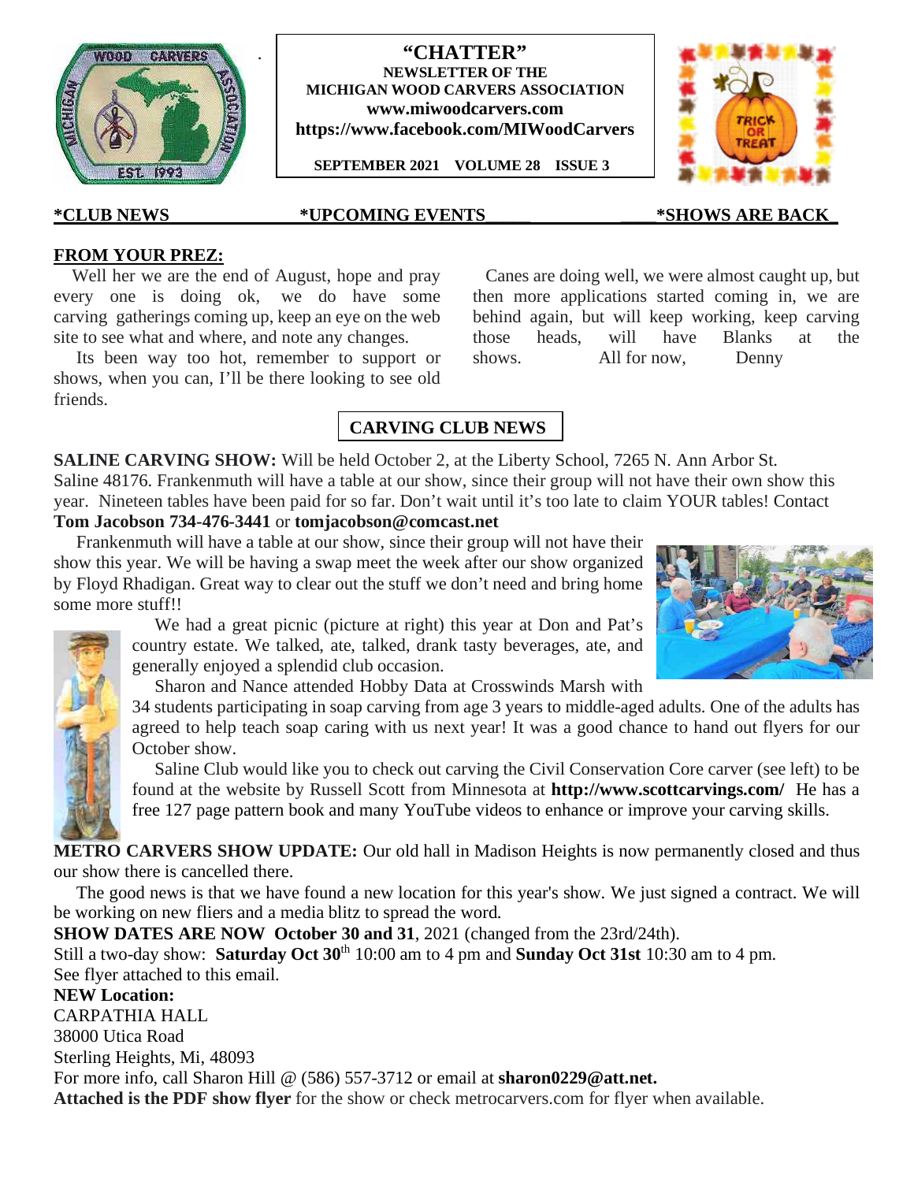# "CHATTER"

**NEWSLETTER OF THE MICHIGAN WOOD CARVERS ASSOCIATION**

**www.miwoodcarvers.com**

**https://www.facebook.com/MIWoodCarvers**

**SEPTEMBER 2021 VOLUME 28 ISSUE 3**

**\*CLUB NEWS** **\*UPCOMING EVENTS** **\*SHOWS ARE BACK**

## FROM YOUR PREZ:

Well her we are the end of August, hope and pray every one is doing ok, we do have some carving gatherings coming up, keep an eye on the web site to see what and where, and note any changes.

Its been way too hot, remember to support or shows, when you can, I'll be there looking to see old friends.

Canes are doing well, we were almost caught up, but then more applications started coming in, we are behind again, but will keep working, keep carving those heads, will have Blanks at the shows. All for now, Denny

## CARVING CLUB NEWS

**SALINE CARVING SHOW:** Will be held October 2, at the Liberty School, 7265 N. Ann Arbor St. Saline 48176. Frankenmuth will have a table at our show, since their group will not have their own show this year. Nineteen tables have been paid for so far. Don't wait until it's too late to claim YOUR tables! Contact **Tom Jacobson 734-476-3441** or **tomjacobson@comcast.net**

Frankenmuth will have a table at our show, since their group will not have their show this year. We will be having a swap meet the week after our show organized by Floyd Rhadigan. Great way to clear out the stuff we don't need and bring home some more stuff!!

We had a great picnic (picture at right) this year at Don and Pat's country estate. We talked, ate, talked, drank tasty beverages, ate, and generally enjoyed a splendid club occasion.

Sharon and Nance attended Hobby Data at Crosswinds Marsh with 34 students participating in soap carving from age 3 years to middle-aged adults. One of the adults has agreed to help teach soap caring with us next year! It was a good chance to hand out flyers for our October show.

Saline Club would like you to check out carving the Civil Conservation Core carver (see left) to be found at the website by Russell Scott from Minnesota at **http://www.scottcarvings.com/** He has a free 127 page pattern book and many YouTube videos to enhance or improve your carving skills.

**METRO CARVERS SHOW UPDATE:** Our old hall in Madison Heights is now permanently closed and thus our show there is cancelled there.

The good news is that we have found a new location for this year's show. We just signed a contract. We will be working on new fliers and a media blitz to spread the word.

**SHOW DATES ARE NOW October 30 and 31**, 2021 (changed from the 23rd/24th).

Still a two-day show: **Saturday Oct 30th** 10:00 am to 4 pm and **Sunday Oct 31st** 10:30 am to 4 pm.

See flyer attached to this email.

**NEW Location:**
CARPATHIA HALL
38000 Utica Road
Sterling Heights, Mi, 48093

For more info, call Sharon Hill @ (586) 557-3712 or email at **sharon0229@att.net.**

**Attached is the PDF show flyer** for the show or check metrocarvers.com for flyer when available.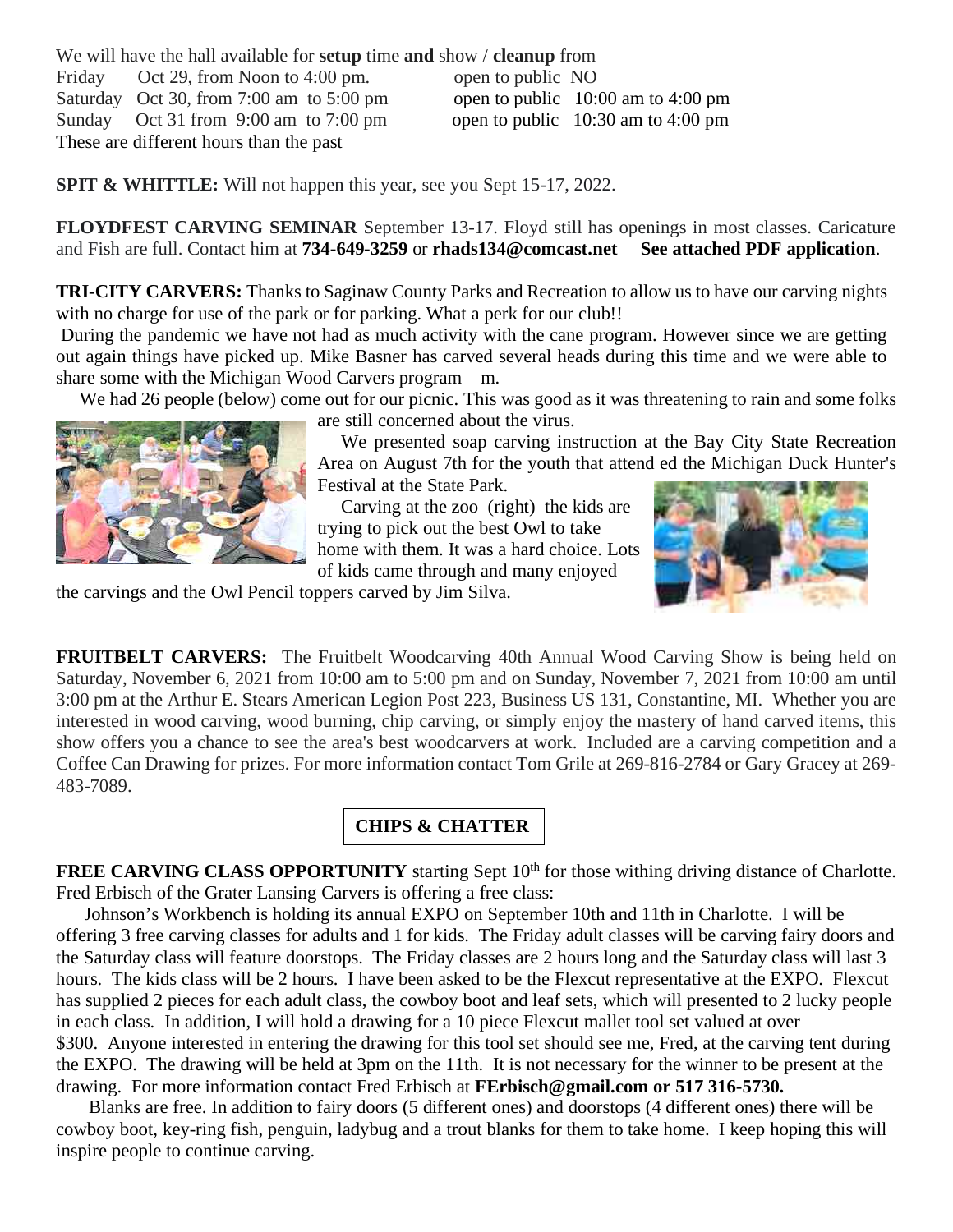We will have the hall available for **setup** time **and** show / **cleanup** from

| | | |
|---|---|---|
| Friday | Oct 29, from Noon to 4:00 pm. | open to public NO |
| Saturday | Oct 30, from 7:00 am to 5:00 pm | open to public 10:00 am to 4:00 pm |
| Sunday | Oct 31 from 9:00 am to 7:00 pm | open to public 10:30 am to 4:00 pm |

These are different hours than the past

**SPIT & WHITTLE:** Will not happen this year, see you Sept 15-17, 2022.

**FLOYDFEST CARVING SEMINAR** September 13-17. Floyd still has openings in most classes. Caricature and Fish are full. Contact him at **734-649-3259** or **rhads134@comcast.net** **See attached PDF application**.

**TRI-CITY CARVERS:** Thanks to Saginaw County Parks and Recreation to allow us to have our carving nights with no charge for use of the park or for parking. What a perk for our club!!

During the pandemic we have not had as much activity with the cane program. However since we are getting out again things have picked up. Mike Basner has carved several heads during this time and we were able to share some with the Michigan Wood Carvers program m.

We had 26 people (below) come out for our picnic. This was good as it was threatening to rain and some folks are still concerned about the virus.

We presented soap carving instruction at the Bay City State Recreation Area on August 7th for the youth that attend ed the Michigan Duck Hunter's Festival at the State Park.

Carving at the zoo (right) the kids are trying to pick out the best Owl to take home with them. It was a hard choice. Lots of kids came through and many enjoyed the carvings and the Owl Pencil toppers carved by Jim Silva.

**FRUITBELT CARVERS:** The Fruitbelt Woodcarving 40th Annual Wood Carving Show is being held on Saturday, November 6, 2021 from 10:00 am to 5:00 pm and on Sunday, November 7, 2021 from 10:00 am until 3:00 pm at the Arthur E. Stears American Legion Post 223, Business US 131, Constantine, MI. Whether you are interested in wood carving, wood burning, chip carving, or simply enjoy the mastery of hand carved items, this show offers you a chance to see the area's best woodcarvers at work. Included are a carving competition and a Coffee Can Drawing for prizes. For more information contact Tom Grile at 269-816-2784 or Gary Gracey at 269-483-7089.

## CHIPS & CHATTER

**FREE CARVING CLASS OPPORTUNITY** starting Sept 10th for those withing driving distance of Charlotte. Fred Erbisch of the Grater Lansing Carvers is offering a free class:

Johnson's Workbench is holding its annual EXPO on September 10th and 11th in Charlotte. I will be offering 3 free carving classes for adults and 1 for kids. The Friday adult classes will be carving fairy doors and the Saturday class will feature doorstops. The Friday classes are 2 hours long and the Saturday class will last 3 hours. The kids class will be 2 hours. I have been asked to be the Flexcut representative at the EXPO. Flexcut has supplied 2 pieces for each adult class, the cowboy boot and leaf sets, which will presented to 2 lucky people in each class. In addition, I will hold a drawing for a 10 piece Flexcut mallet tool set valued at over $300. Anyone interested in entering the drawing for this tool set should see me, Fred, at the carving tent during the EXPO. The drawing will be held at 3pm on the 11th. It is not necessary for the winner to be present at the drawing. For more information contact Fred Erbisch at **FErbisch@gmail.com or 517 316-5730.**

Blanks are free. In addition to fairy doors (5 different ones) and doorstops (4 different ones) there will be cowboy boot, key-ring fish, penguin, ladybug and a trout blanks for them to take home. I keep hoping this will inspire people to continue carving.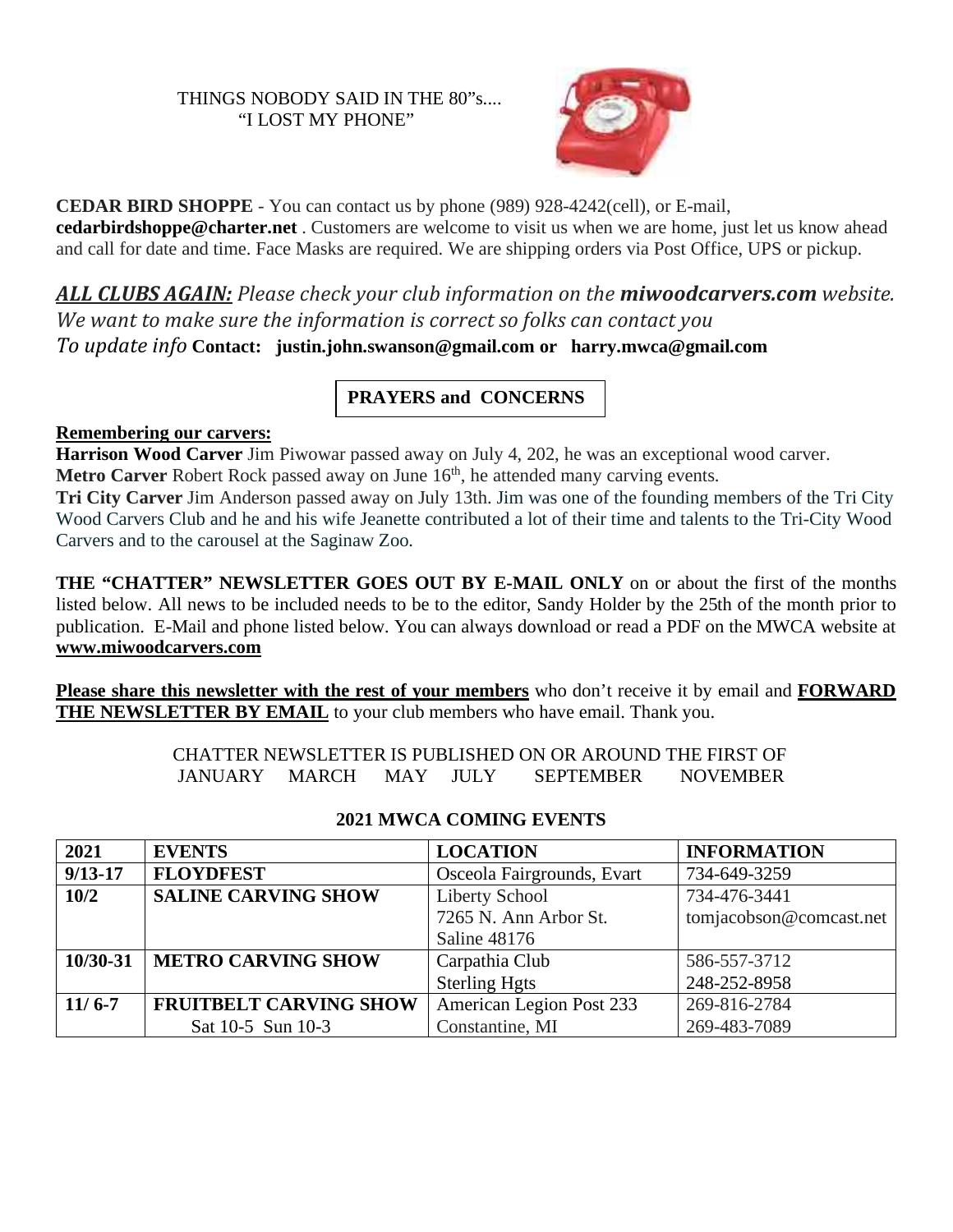THINGS NOBODY SAID IN THE 80"s....
"I LOST MY PHONE"

**CEDAR BIRD SHOPPE** - You can contact us by phone (989) 928-4242(cell), or E-mail, **cedarbirdshoppe@charter.net** . Customers are welcome to visit us when we are home, just let us know ahead and call for date and time. Face Masks are required. We are shipping orders via Post Office, UPS or pickup.

***ALL CLUBS AGAIN:*** *Please check your club information on the* ***miwoodcarvers.com*** *website. We want to make sure the information is correct so folks can contact you*
*To update info* **Contact: justin.john.swanson@gmail.com or harry.mwca@gmail.com**

## PRAYERS and CONCERNS

**Remembering our carvers:**

**Harrison Wood Carver** Jim Piwowar passed away on July 4, 202, he was an exceptional wood carver.
**Metro Carver** Robert Rock passed away on June 16th, he attended many carving events.
**Tri City Carver** Jim Anderson passed away on July 13th. Jim was one of the founding members of the Tri City Wood Carvers Club and he and his wife Jeanette contributed a lot of their time and talents to the Tri-City Wood Carvers and to the carousel at the Saginaw Zoo.

**THE "CHATTER" NEWSLETTER GOES OUT BY E-MAIL ONLY** on or about the first of the months listed below. All news to be included needs to be to the editor, Sandy Holder by the 25th of the month prior to publication. E-Mail and phone listed below. You can always download or read a PDF on the MWCA website at **www.miwoodcarvers.com**

**Please share this newsletter with the rest of your members** who don't receive it by email and **FORWARD THE NEWSLETTER BY EMAIL** to your club members who have email. Thank you.

CHATTER NEWSLETTER IS PUBLISHED ON OR AROUND THE FIRST OF
JANUARY MARCH MAY JULY SEPTEMBER NOVEMBER

## 2021 MWCA COMING EVENTS

| 2021 | EVENTS | LOCATION | INFORMATION |
|---|---|---|---|
| 9/13-17 | FLOYDFEST | Osceola Fairgrounds, Evart | 734-649-3259 |
| 10/2 | SALINE CARVING SHOW | Liberty School<br>7265 N. Ann Arbor St.<br>Saline 48176 | 734-476-3441<br>tomjacobson@comcast.net |
| 10/30-31 | METRO CARVING SHOW | Carpathia Club<br>Sterling Hgts | 586-557-3712<br>248-252-8958 |
| 11/ 6-7 | FRUITBELT CARVING SHOW<br>Sat 10-5 Sun 10-3 | American Legion Post 233<br>Constantine, MI | 269-816-2784<br>269-483-7089 |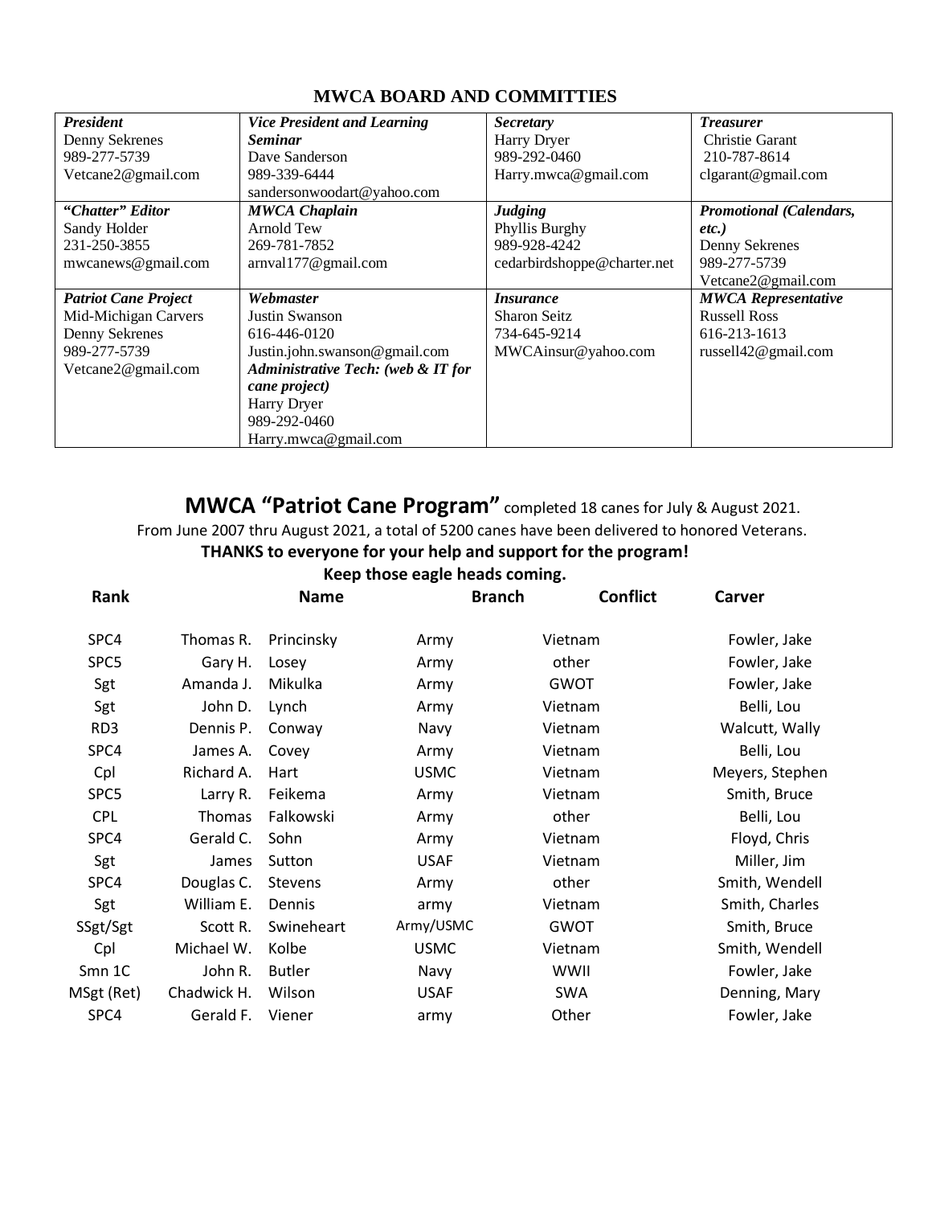## MWCA BOARD AND COMMITTIES

| | | | |
|---|---|---|---|
| ***President***<br>Denny Sekrenes<br>989-277-5739<br>Vetcane2@gmail.com | ***Vice President and Learning Seminar***<br>Dave Sanderson<br>989-339-6444<br>sandersonwoodart@yahoo.com | ***Secretary***<br>Harry Dryer<br>989-292-0460<br>Harry.mwca@gmail.com | ***Treasurer***<br>Christie Garant<br>210-787-8614<br>clgarant@gmail.com |
| ***"Chatter" Editor***<br>Sandy Holder<br>231-250-3855<br>mwcanews@gmail.com | ***MWCA Chaplain***<br>Arnold Tew<br>269-781-7852<br>arnval177@gmail.com | ***Judging***<br>Phyllis Burghy<br>989-928-4242<br>cedarbirdshoppe@charter.net | ***Promotional (Calendars, etc.)***<br>Denny Sekrenes<br>989-277-5739<br>Vetcane2@gmail.com |
| ***Patriot Cane Project***<br>Mid-Michigan Carvers<br>Denny Sekrenes<br>989-277-5739<br>Vetcane2@gmail.com | ***Webmaster***<br>Justin Swanson<br>616-446-0120<br>Justin.john.swanson@gmail.com<br>***Administrative Tech: (web & IT for cane project)***<br>Harry Dryer<br>989-292-0460<br>Harry.mwca@gmail.com | ***Insurance***<br>Sharon Seitz<br>734-645-9214<br>MWCAinsur@yahoo.com | ***MWCA Representative***<br>Russell Ross<br>616-213-1613<br>russell42@gmail.com |

**MWCA "Patriot Cane Program"** completed 18 canes for July & August 2021.

From June 2007 thru August 2021, a total of 5200 canes have been delivered to honored Veterans.

**THANKS to everyone for your help and support for the program!**

**Keep those eagle heads coming.**

| Rank | Name | | Branch | Conflict | Carver |
|---|---|---|---|---|---|
| SPC4 | Thomas R. | Princinsky | Army | Vietnam | Fowler, Jake |
| SPC5 | Gary H. | Losey | Army | other | Fowler, Jake |
| Sgt | Amanda J. | Mikulka | Army | GWOT | Fowler, Jake |
| Sgt | John D. | Lynch | Army | Vietnam | Belli, Lou |
| RD3 | Dennis P. | Conway | Navy | Vietnam | Walcutt, Wally |
| SPC4 | James A. | Covey | Army | Vietnam | Belli, Lou |
| Cpl | Richard A. | Hart | USMC | Vietnam | Meyers, Stephen |
| SPC5 | Larry R. | Feikema | Army | Vietnam | Smith, Bruce |
| CPL | Thomas | Falkowski | Army | other | Belli, Lou |
| SPC4 | Gerald C. | Sohn | Army | Vietnam | Floyd, Chris |
| Sgt | James | Sutton | USAF | Vietnam | Miller, Jim |
| SPC4 | Douglas C. | Stevens | Army | other | Smith, Wendell |
| Sgt | William E. | Dennis | army | Vietnam | Smith, Charles |
| SSgt/Sgt | Scott R. | Swineheart | Army/USMC | GWOT | Smith, Bruce |
| Cpl | Michael W. | Kolbe | USMC | Vietnam | Smith, Wendell |
| Smn 1C | John R. | Butler | Navy | WWII | Fowler, Jake |
| MSgt (Ret) | Chadwick H. | Wilson | USAF | SWA | Denning, Mary |
| SPC4 | Gerald F. | Viener | army | Other | Fowler, Jake |